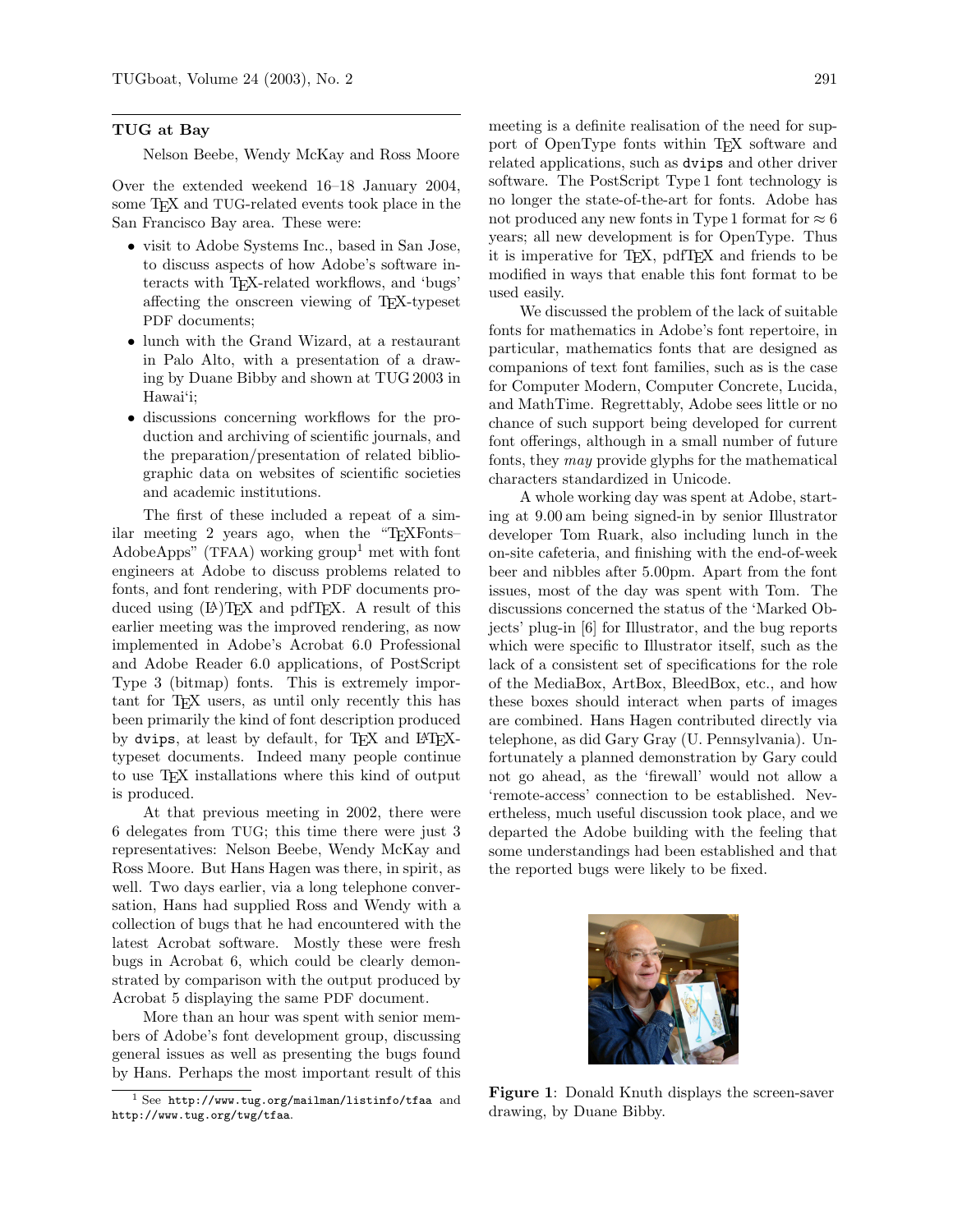## TUG at Bay

Nelson Beebe, Wendy McKay and Ross Moore

Over the extended weekend 16–18 January 2004, some TeX and TUG-related events took place in the San Francisco Bay area. These were:

- visit to Adobe Systems Inc., based in San Jose, to discuss aspects of how Adobe's software interacts with TeX-related workflows, and 'bugs' affecting the onscreen viewing of TeX-typeset PDF documents;
- lunch with the Grand Wizard, at a restaurant in Palo Alto, with a presentation of a drawing by Duane Bibby and shown at TUG 2003 in Hawai'i;
- discussions concerning workflows for the production and archiving of scientific journals, and the preparation/presentation of related bibliographic data on websites of scientific societies and academic institutions.

The first of these included a repeat of a similar meeting 2 years ago, when the "TeXFonts–AdobeApps" (TFAA) working group[1] met with font engineers at Adobe to discuss problems related to fonts, and font rendering, with PDF documents produced using (LA)TeX and pdfTeX. A result of this earlier meeting was the improved rendering, as now implemented in Adobe's Acrobat 6.0 Professional and Adobe Reader 6.0 applications, of PostScript Type 3 (bitmap) fonts. This is extremely important for TeX users, as until only recently this has been primarily the kind of font description produced by `dvips`, at least by default, for TeX and LaTeX-typeset documents. Indeed many people continue to use TeX installations where this kind of output is produced.

At that previous meeting in 2002, there were 6 delegates from TUG; this time there were just 3 representatives: Nelson Beebe, Wendy McKay and Ross Moore. But Hans Hagen was there, in spirit, as well. Two days earlier, via a long telephone conversation, Hans had supplied Ross and Wendy with a collection of bugs that he had encountered with the latest Acrobat software. Mostly these were fresh bugs in Acrobat 6, which could be clearly demonstrated by comparison with the output produced by Acrobat 5 displaying the same PDF document.

More than an hour was spent with senior members of Adobe's font development group, discussing general issues as well as presenting the bugs found by Hans. Perhaps the most important result of this meeting is a definite realisation of the need for support of OpenType fonts within TeX software and related applications, such as `dvips` and other driver software. The PostScript Type 1 font technology is no longer the state-of-the-art for fonts. Adobe has not produced any new fonts in Type 1 format for $\approx 6$ years; all new development is for OpenType. Thus it is imperative for TeX, pdfTeX and friends to be modified in ways that enable this font format to be used easily.

We discussed the problem of the lack of suitable fonts for mathematics in Adobe's font repertoire, in particular, mathematics fonts that are designed as companions of text font families, such as is the case for Computer Modern, Computer Concrete, Lucida, and MathTime. Regrettably, Adobe sees little or no chance of such support being developed for current font offerings, although in a small number of future fonts, they *may* provide glyphs for the mathematical characters standardized in Unicode.

A whole working day was spent at Adobe, starting at 9.00 am being signed-in by senior Illustrator developer Tom Ruark, also including lunch in the on-site cafeteria, and finishing with the end-of-week beer and nibbles after 5.00pm. Apart from the font issues, most of the day was spent with Tom. The discussions concerned the status of the 'Marked Objects' plug-in [6] for Illustrator, and the bug reports which were specific to Illustrator itself, such as the lack of a consistent set of specifications for the role of the MediaBox, ArtBox, BleedBox, etc., and how these boxes should interact when parts of images are combined. Hans Hagen contributed directly via telephone, as did Gary Gray (U. Pennsylvania). Unfortunately a planned demonstration by Gary could not go ahead, as the 'firewall' would not allow a 'remote-access' connection to be established. Nevertheless, much useful discussion took place, and we departed the Adobe building with the feeling that some understandings had been established and that the reported bugs were likely to be fixed.

**Figure 1**: Donald Knuth displays the screen-saver drawing, by Duane Bibby.

[1] See `http://www.tug.org/mailman/listinfo/tfaa` and `http://www.tug.org/twg/tfaa`.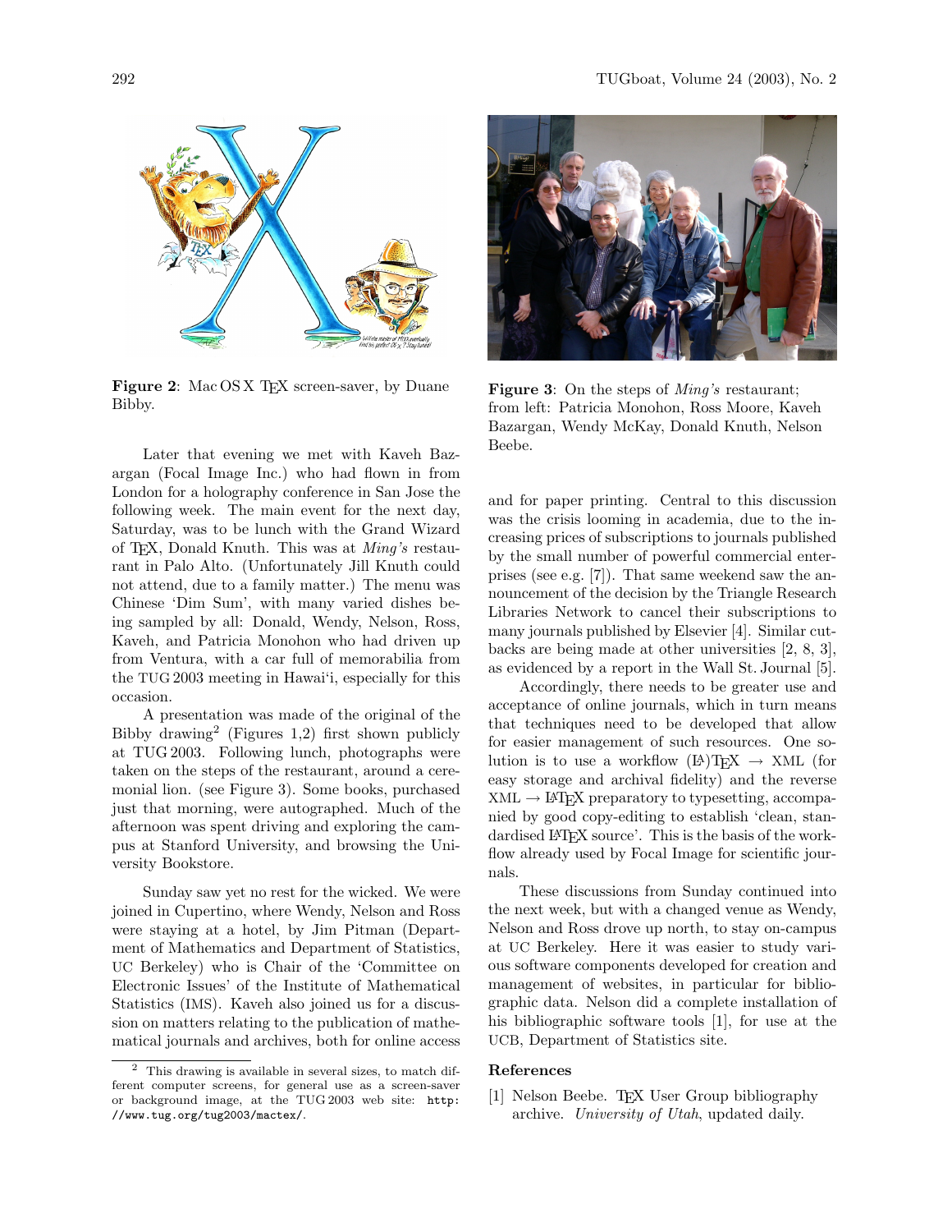Figure 2: Mac OS X TEX screen-saver, by Duane Bibby.

Later that evening we met with Kaveh Bazargan (Focal Image Inc.) who had flown in from London for a holography conference in San Jose the following week. The main event for the next day, Saturday, was to be lunch with the Grand Wizard of TEX, Donald Knuth. This was at *Ming's* restaurant in Palo Alto. (Unfortunately Jill Knuth could not attend, due to a family matter.) The menu was Chinese 'Dim Sum', with many varied dishes being sampled by all: Donald, Wendy, Nelson, Ross, Kaveh, and Patricia Monohon who had driven up from Ventura, with a car full of memorabilia from the TUG 2003 meeting in Hawai'i, especially for this occasion.

A presentation was made of the original of the Bibby drawing[2] (Figures 1,2) first shown publicly at TUG 2003. Following lunch, photographs were taken on the steps of the restaurant, around a ceremonial lion. (see Figure 3). Some books, purchased just that morning, were autographed. Much of the afternoon was spent driving and exploring the campus at Stanford University, and browsing the University Bookstore.

Sunday saw yet no rest for the wicked. We were joined in Cupertino, where Wendy, Nelson and Ross were staying at a hotel, by Jim Pitman (Department of Mathematics and Department of Statistics, UC Berkeley) who is Chair of the 'Committee on Electronic Issues' of the Institute of Mathematical Statistics (IMS). Kaveh also joined us for a discussion on matters relating to the publication of mathematical journals and archives, both for online access and for paper printing. Central to this discussion was the crisis looming in academia, due to the increasing prices of subscriptions to journals published by the small number of powerful commercial enterprises (see e.g. [7]). That same weekend saw the announcement of the decision by the Triangle Research Libraries Network to cancel their subscriptions to many journals published by Elsevier [4]. Similar cutbacks are being made at other universities [2, 8, 3], as evidenced by a report in the Wall St. Journal [5].

Figure 3: On the steps of *Ming's* restaurant; from left: Patricia Monohon, Ross Moore, Kaveh Bazargan, Wendy McKay, Donald Knuth, Nelson Beebe.

Accordingly, there needs to be greater use and acceptance of online journals, which in turn means that techniques need to be developed that allow for easier management of such resources. One solution is to use a workflow (LA)TEX → XML (for easy storage and archival fidelity) and the reverse XML → LATEX preparatory to typesetting, accompanied by good copy-editing to establish 'clean, standardised LATEX source'. This is the basis of the workflow already used by Focal Image for scientific journals.

These discussions from Sunday continued into the next week, but with a changed venue as Wendy, Nelson and Ross drove up north, to stay on-campus at UC Berkeley. Here it was easier to study various software components developed for creation and management of websites, in particular for bibliographic data. Nelson did a complete installation of his bibliographic software tools [1], for use at the UCB, Department of Statistics site.

## References

[1] Nelson Beebe. TEX User Group bibliography archive. *University of Utah*, updated daily.

---

[2] This drawing is available in several sizes, to match different computer screens, for general use as a screen-saver or background image, at the TUG 2003 web site: `http://www.tug.org/tug2003/mactex/`.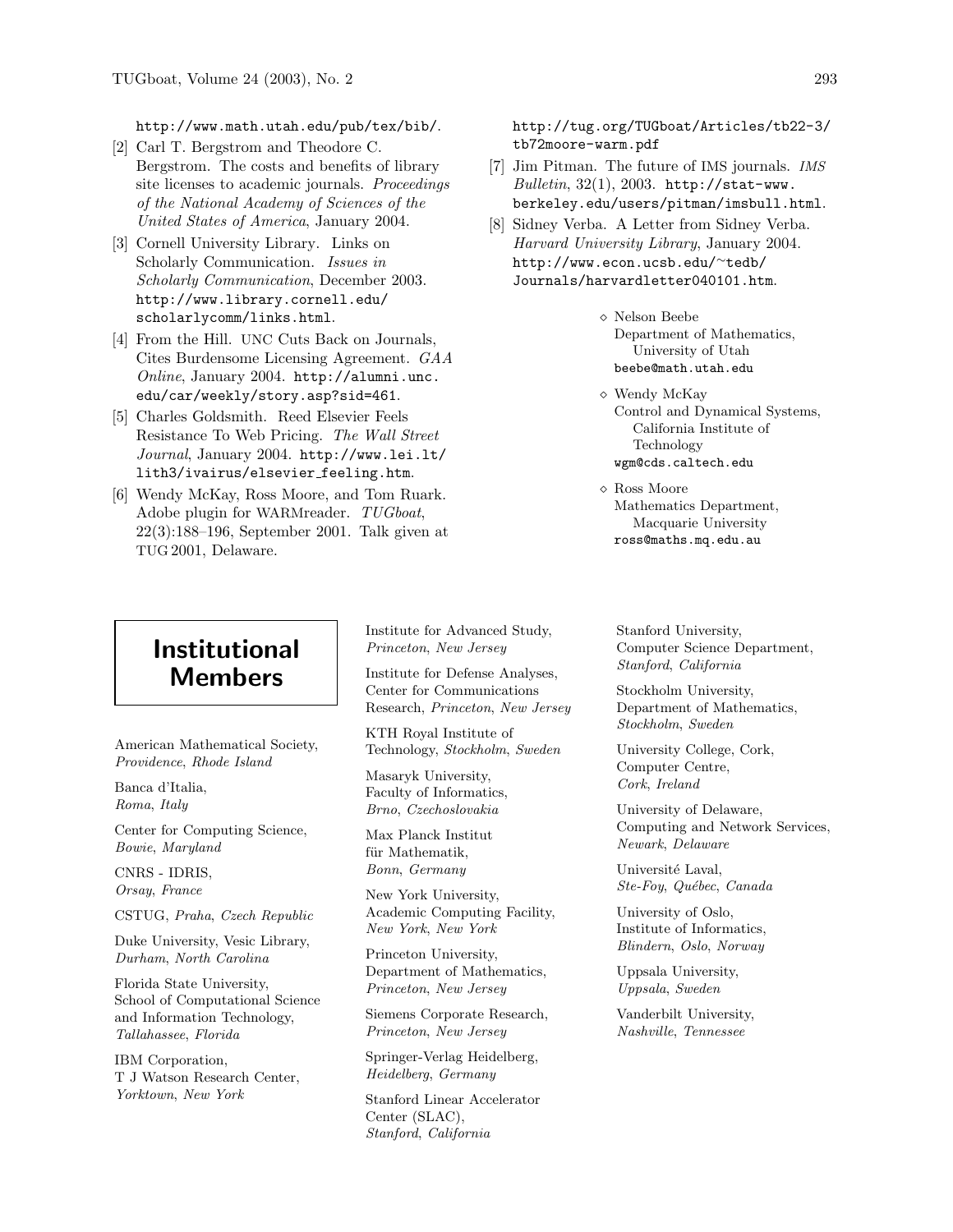http://www.math.utah.edu/pub/tex/bib/.

[2] Carl T. Bergstrom and Theodore C. Bergstrom. The costs and benefits of library site licenses to academic journals. *Proceedings of the National Academy of Sciences of the United States of America*, January 2004.

[3] Cornell University Library. Links on Scholarly Communication. *Issues in Scholarly Communication*, December 2003. http://www.library.cornell.edu/scholarlycomm/links.html.

[4] From the Hill. UNC Cuts Back on Journals, Cites Burdensome Licensing Agreement. *GAA Online*, January 2004. http://alumni.unc.edu/car/weekly/story.asp?sid=461.

[5] Charles Goldsmith. Reed Elsevier Feels Resistance To Web Pricing. *The Wall Street Journal*, January 2004. http://www.lei.lt/lith3/ivairus/elsevier_feeling.htm.

[6] Wendy McKay, Ross Moore, and Tom Ruark. Adobe plugin for WARMreader. *TUGboat*, 22(3):188–196, September 2001. Talk given at TUG 2001, Delaware. http://tug.org/TUGboat/Articles/tb22-3/tb72moore-warm.pdf

[7] Jim Pitman. The future of IMS journals. *IMS Bulletin*, 32(1), 2003. http://stat-www.berkeley.edu/users/pitman/imsbull.html.

[8] Sidney Verba. A Letter from Sidney Verba. *Harvard University Library*, January 2004. http://www.econ.ucsb.edu/~tedb/Journals/harvardletter040101.htm.

◇ Nelson Beebe
Department of Mathematics, University of Utah
beebe@math.utah.edu

◇ Wendy McKay
Control and Dynamical Systems, California Institute of Technology
wgm@cds.caltech.edu

◇ Ross Moore
Mathematics Department, Macquarie University
ross@maths.mq.edu.au

# Institutional Members

American Mathematical Society, *Providence*, *Rhode Island*

Banca d'Italia, *Roma*, *Italy*

Center for Computing Science, *Bowie*, *Maryland*

CNRS - IDRIS, *Orsay*, *France*

CSTUG, *Praha*, *Czech Republic*

Duke University, Vesic Library, *Durham*, *North Carolina*

Florida State University, School of Computational Science and Information Technology, *Tallahassee*, *Florida*

IBM Corporation, T J Watson Research Center, *Yorktown*, *New York*

Institute for Advanced Study, *Princeton*, *New Jersey*

Institute for Defense Analyses, Center for Communications Research, *Princeton*, *New Jersey*

KTH Royal Institute of Technology, *Stockholm*, *Sweden*

Masaryk University, Faculty of Informatics, *Brno*, *Czechoslovakia*

Max Planck Institut für Mathematik, *Bonn*, *Germany*

New York University, Academic Computing Facility, *New York*, *New York*

Princeton University, Department of Mathematics, *Princeton*, *New Jersey*

Siemens Corporate Research, *Princeton*, *New Jersey*

Springer-Verlag Heidelberg, *Heidelberg*, *Germany*

Stanford Linear Accelerator Center (SLAC), *Stanford*, *California*

Stanford University, Computer Science Department, *Stanford*, *California*

Stockholm University, Department of Mathematics, *Stockholm*, *Sweden*

University College, Cork, Computer Centre, *Cork*, *Ireland*

University of Delaware, Computing and Network Services, *Newark*, *Delaware*

Université Laval, *Ste-Foy*, *Québec*, *Canada*

University of Oslo, Institute of Informatics, *Blindern*, *Oslo*, *Norway*

Uppsala University, *Uppsala*, *Sweden*

Vanderbilt University, *Nashville*, *Tennessee*